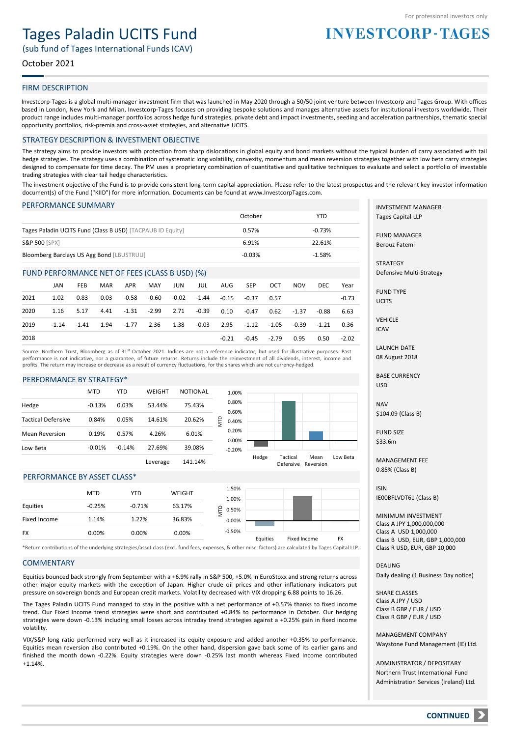For professional investors only

# Tages Paladin UCITS Fund

(sub fund of Tages International Funds ICAV)

October 2021

**INVESTCORP-TAGES**

## FIRM DESCRIPTION

Investcorp-Tages is a global multi-manager investment firm that was launched in May 2020 through a 50/50 joint venture between Investcorp and Tages Group. With offices based in London, New York and Milan, Investcorp-Tages focuses on providing bespoke solutions and manages alternative assets for institutional investors worldwide. Their product range includes multi-manager portfolios across hedge fund strategies, private debt and impact investments, seeding and acceleration partnerships, thematic special opportunity portfolios, risk-premia and cross-asset strategies, and alternative UCITS.

## STRATEGY DESCRIPTION & INVESTMENT OBJECTIVE

The strategy aims to provide investors with protection from sharp dislocations in global equity and bond markets without the typical burden of carry associated with tail hedge strategies. The strategy uses a combination of systematic long volatility, convexity, momentum and mean reversion strategies together with low beta carry strategies designed to compensate for time decay. The PM uses a proprietary combination of quantitative and qualitative techniques to evaluate and select a portfolio of investable trading strategies with clear tail hedge characteristics.

The investment objective of the Fund is to provide consistent long-term capital appreciation. Please refer to the latest prospectus and the relevant key investor information document(s) of the Fund ("KIID") for more information. Documents can be found at www.InvestcorpTages.com.

## PERFORMANCE SUMMARY

| | October | YTD |
|---|---|---|
| Tages Paladin UCITS Fund (Class B USD) [TACPAUB ID Equity] | 0.57% | -0.73% |
| S&P 500 [SPX] | 6.91% | 22.61% |
| Bloomberg Barclays US Agg Bond [LBUSTRUU] | -0.03% | -1.58% |

## FUND PERFORMANCE NET OF FEES (CLASS B USD) (%)

| | JAN | FEB | MAR | APR | MAY | JUN | JUL | AUG | SEP | OCT | NOV | DEC | Year |
|---|---|---|---|---|---|---|---|---|---|---|---|---|---|
| 2021 | 1.02 | 0.83 | 0.03 | -0.58 | -0.60 | -0.02 | -1.44 | -0.15 | -0.37 | 0.57 | | | -0.73 |
| 2020 | 1.16 | 5.17 | 4.41 | -1.31 | -2.99 | 2.71 | -0.39 | 0.10 | -0.47 | 0.62 | -1.37 | -0.88 | 6.63 |
| 2019 | -1.14 | -1.41 | 1.94 | -1.77 | 2.36 | 1.38 | -0.03 | 2.95 | -1.12 | -1.05 | -0.39 | -1.21 | 0.36 |
| 2018 | | | | | | | | -0.21 | -0.45 | -2.79 | 0.95 | 0.50 | -2.02 |

Source: Northern Trust, Bloomberg as of 31st October 2021. Indices are not a reference indicator, but used for illustrative purposes. Past performance is not indicative, nor a guarantee, of future returns. Returns include the reinvestment of all dividends, interest, income and profits. The return may increase or decrease as a result of currency fluctuations, for the shares which are not currency-hedged.

## PERFORMANCE BY STRATEGY*

| | MTD | YTD | WEIGHT | NOTIONAL |
|---|---|---|---|---|
| Hedge | -0.13% | 0.03% | 53.44% | 75.43% |
| Tactical Defensive | 0.84% | 0.05% | 14.61% | 20.62% |
| Mean Reversion | 0.19% | 0.57% | 4.26% | 6.01% |
| Low Beta | -0.01% | -0.14% | 27.69% | 39.08% |
| | | | Leverage | 141.14% |

## PERFORMANCE BY ASSET CLASS*

| | MTD | YTD | WEIGHT |
|---|---|---|---|
| Equities | -0.25% | -0.71% | 63.17% |
| Fixed Income | 1.14% | 1.22% | 36.83% |
| FX | 0.00% | 0.00% | 0.00% |

*Return contributions of the underlying strategies/asset class (excl. fund fees, expenses, & other misc. factors) are calculated by Tages Capital LLP.

## COMMENTARY

Equities bounced back strongly from September with a +6.9% rally in S&P 500, +5.0% in EuroStoxx and strong returns across other major equity markets with the exception of Japan. Higher crude oil prices and other inflationary indicators put pressure on sovereign bonds and European credit markets. Volatility decreased with VIX dropping 6.88 points to 16.26.

The Tages Paladin UCITS Fund managed to stay in the positive with a net performance of +0.57% thanks to fixed income trend. Our Fixed Income trend strategies were short and contributed +0.84% to performance in October. Our hedging strategies were down -0.13% including small losses across intraday trend strategies against a +0.25% gain in fixed income volatility.

VIX/S&P long ratio performed very well as it increased its equity exposure and added another +0.35% to performance. Equities mean reversion also contributed +0.19%. On the other hand, dispersion gave back some of its earlier gains and finished the month down -0.22%. Equity strategies were down -0.25% last month whereas Fixed Income contributed +1.14%.

INVESTMENT MANAGER
Tages Capital LLP

FUND MANAGER
Berouz Fatemi

STRATEGY
Defensive Multi-Strategy

FUND TYPE
UCITS

VEHICLE
ICAV

LAUNCH DATE
08 August 2018

BASE CURRENCY
USD

NAV
$104.09 (Class B)

FUND SIZE
$33.6m

MANAGEMENT FEE
0.85% (Class B)

ISIN
IE00BFLVDT61 (Class B)

MINIMUM INVESTMENT
Class A JPY 1,000,000,000
Class A USD 1,000,000
Class B USD, EUR, GBP 1,000,000
Class R USD, EUR, GBP 10,000

DEALING
Daily dealing (1 Business Day notice)

SHARE CLASSES
Class A JPY / USD
Class B GBP / EUR / USD
Class R GBP / EUR / USD

MANAGEMENT COMPANY
Waystone Fund Management (IE) Ltd.

ADMINISTRATOR / DEPOSITARY
Northern Trust International Fund Administration Services (Ireland) Ltd.

**CONTINUED**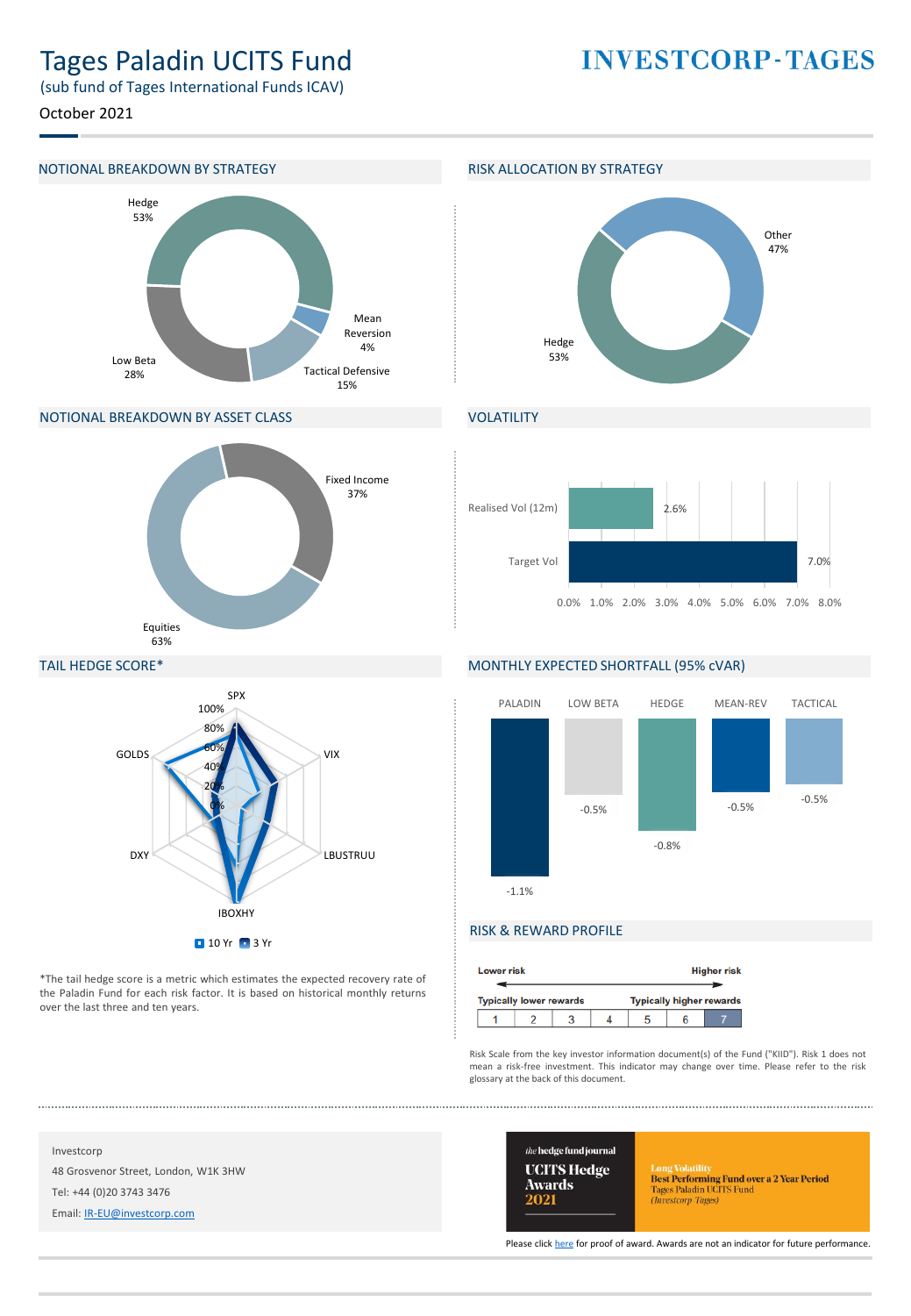# Tages Paladin UCITS Fund

(sub fund of Tages International Funds ICAV)

October 2021

**INVESTCORP-TAGES**

## NOTIONAL BREAKDOWN BY STRATEGY

| Strategy | % |
|---|---|
| Hedge | 53% |
| Mean Reversion | 4% |
| Tactical Defensive | 15% |
| Low Beta | 28% |

## RISK ALLOCATION BY STRATEGY

| Strategy | % |
|---|---|
| Other | 47% |
| Hedge | 53% |

## NOTIONAL BREAKDOWN BY ASSET CLASS

| Asset Class | % |
|---|---|
| Fixed Income | 37% |
| Equities | 63% |

## VOLATILITY

| | % |
|---|---|
| Realised Vol (12m) | 2.6% |
| Target Vol | 7.0% |

## TAIL HEDGE SCORE*

Risk factors: SPX, VIX, LBUSTRUU, IBOXHY, DXY, GOLDS (10 Yr, 3 Yr)

*The tail hedge score is a metric which estimates the expected recovery rate of the Paladin Fund for each risk factor. It is based on historical monthly returns over the last three and ten years.

## MONTHLY EXPECTED SHORTFALL (95% cVAR)

| PALADIN | LOW BETA | HEDGE | MEAN-REV | TACTICAL |
|---|---|---|---|---|
| -1.1% | -0.5% | -0.8% | -0.5% | -0.5% |

## RISK & REWARD PROFILE

**Lower risk** ← → **Higher risk**

**Typically lower rewards** — **Typically higher rewards**

| 1 | 2 | 3 | 4 | 5 | 6 | **7** |
|---|---|---|---|---|---|---|

Risk Scale from the key investor information document(s) of the Fund ("KIID"). Risk 1 does not mean a risk-free investment. This indicator may change over time. Please refer to the risk glossary at the back of this document.

Investcorp

48 Grosvenor Street, London, W1K 3HW

Tel: +44 (0)20 3743 3476

Email: IR-EU@investcorp.com

the hedge fund journal **UCITS Hedge Awards 2021**

Long Volatility
Best Performing Fund over a 2 Year Period
Tages Paladin UCITS Fund
(Investcorp-Tages)

Please click here for proof of award. Awards are not an indicator for future performance.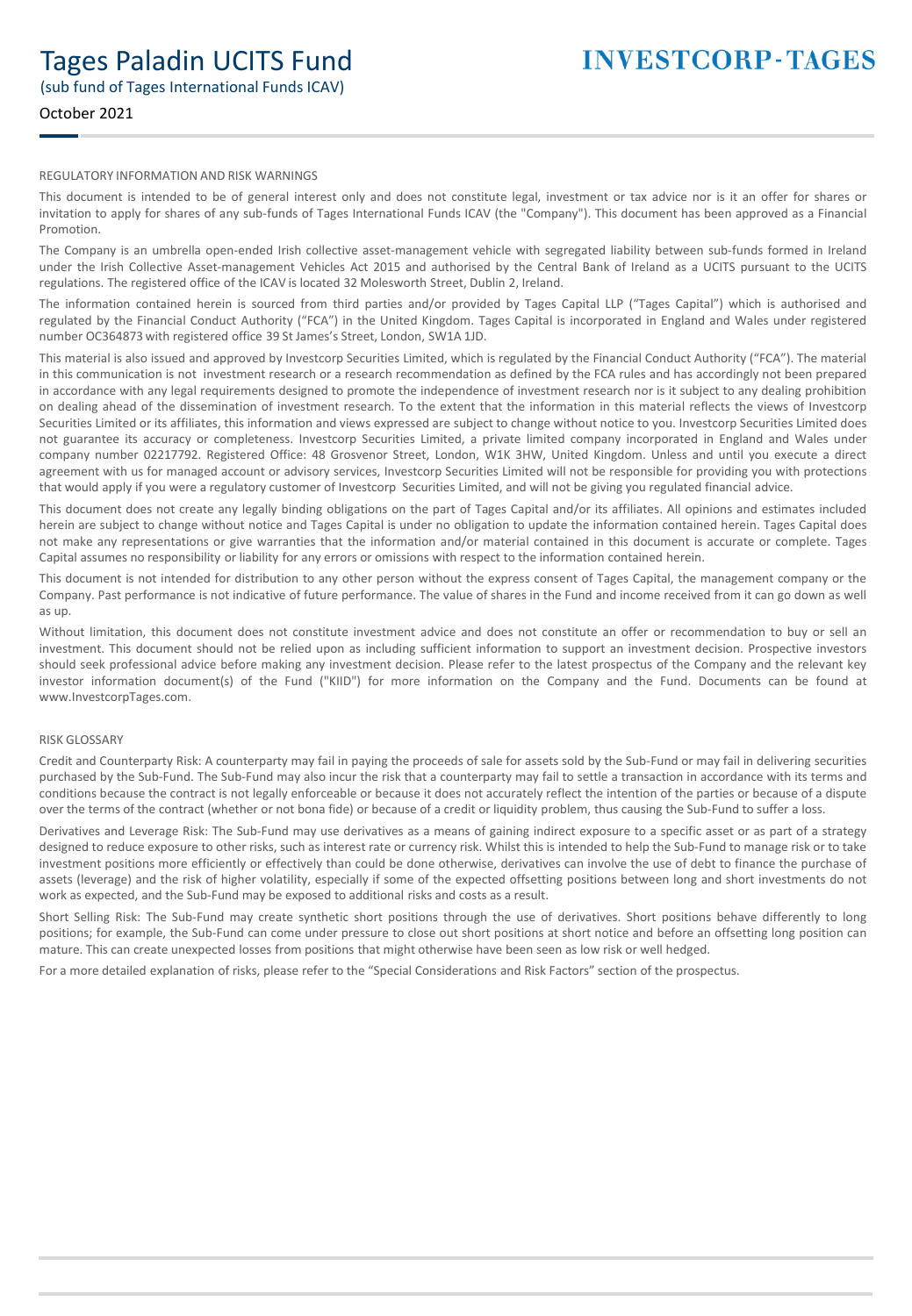# Tages Paladin UCITS Fund

(sub fund of Tages International Funds ICAV)

October 2021

INVESTCORP-TAGES

REGULATORY INFORMATION AND RISK WARNINGS

This document is intended to be of general interest only and does not constitute legal, investment or tax advice nor is it an offer for shares or invitation to apply for shares of any sub-funds of Tages International Funds ICAV (the "Company"). This document has been approved as a Financial Promotion.

The Company is an umbrella open-ended Irish collective asset-management vehicle with segregated liability between sub-funds formed in Ireland under the Irish Collective Asset-management Vehicles Act 2015 and authorised by the Central Bank of Ireland as a UCITS pursuant to the UCITS regulations. The registered office of the ICAV is located 32 Molesworth Street, Dublin 2, Ireland.

The information contained herein is sourced from third parties and/or provided by Tages Capital LLP ("Tages Capital") which is authorised and regulated by the Financial Conduct Authority ("FCA") in the United Kingdom. Tages Capital is incorporated in England and Wales under registered number OC364873 with registered office 39 St James's Street, London, SW1A 1JD.

This material is also issued and approved by Investcorp Securities Limited, which is regulated by the Financial Conduct Authority ("FCA"). The material in this communication is not investment research or a research recommendation as defined by the FCA rules and has accordingly not been prepared in accordance with any legal requirements designed to promote the independence of investment research nor is it subject to any dealing prohibition on dealing ahead of the dissemination of investment research. To the extent that the information in this material reflects the views of Investcorp Securities Limited or its affiliates, this information and views expressed are subject to change without notice to you. Investcorp Securities Limited does not guarantee its accuracy or completeness. Investcorp Securities Limited, a private limited company incorporated in England and Wales under company number 02217792. Registered Office: 48 Grosvenor Street, London, W1K 3HW, United Kingdom. Unless and until you execute a direct agreement with us for managed account or advisory services, Investcorp Securities Limited will not be responsible for providing you with protections that would apply if you were a regulatory customer of Investcorp Securities Limited, and will not be giving you regulated financial advice.

This document does not create any legally binding obligations on the part of Tages Capital and/or its affiliates. All opinions and estimates included herein are subject to change without notice and Tages Capital is under no obligation to update the information contained herein. Tages Capital does not make any representations or give warranties that the information and/or material contained in this document is accurate or complete. Tages Capital assumes no responsibility or liability for any errors or omissions with respect to the information contained herein.

This document is not intended for distribution to any other person without the express consent of Tages Capital, the management company or the Company. Past performance is not indicative of future performance. The value of shares in the Fund and income received from it can go down as well as up.

Without limitation, this document does not constitute investment advice and does not constitute an offer or recommendation to buy or sell an investment. This document should not be relied upon as including sufficient information to support an investment decision. Prospective investors should seek professional advice before making any investment decision. Please refer to the latest prospectus of the Company and the relevant key investor information document(s) of the Fund ("KIID") for more information on the Company and the Fund. Documents can be found at www.InvestcorpTages.com.

RISK GLOSSARY

Credit and Counterparty Risk: A counterparty may fail in paying the proceeds of sale for assets sold by the Sub-Fund or may fail in delivering securities purchased by the Sub-Fund. The Sub-Fund may also incur the risk that a counterparty may fail to settle a transaction in accordance with its terms and conditions because the contract is not legally enforceable or because it does not accurately reflect the intention of the parties or because of a dispute over the terms of the contract (whether or not bona fide) or because of a credit or liquidity problem, thus causing the Sub-Fund to suffer a loss.

Derivatives and Leverage Risk: The Sub-Fund may use derivatives as a means of gaining indirect exposure to a specific asset or as part of a strategy designed to reduce exposure to other risks, such as interest rate or currency risk. Whilst this is intended to help the Sub-Fund to manage risk or to take investment positions more efficiently or effectively than could be done otherwise, derivatives can involve the use of debt to finance the purchase of assets (leverage) and the risk of higher volatility, especially if some of the expected offsetting positions between long and short investments do not work as expected, and the Sub-Fund may be exposed to additional risks and costs as a result.

Short Selling Risk: The Sub-Fund may create synthetic short positions through the use of derivatives. Short positions behave differently to long positions; for example, the Sub-Fund can come under pressure to close out short positions at short notice and before an offsetting long position can mature. This can create unexpected losses from positions that might otherwise have been seen as low risk or well hedged.

For a more detailed explanation of risks, please refer to the "Special Considerations and Risk Factors" section of the prospectus.